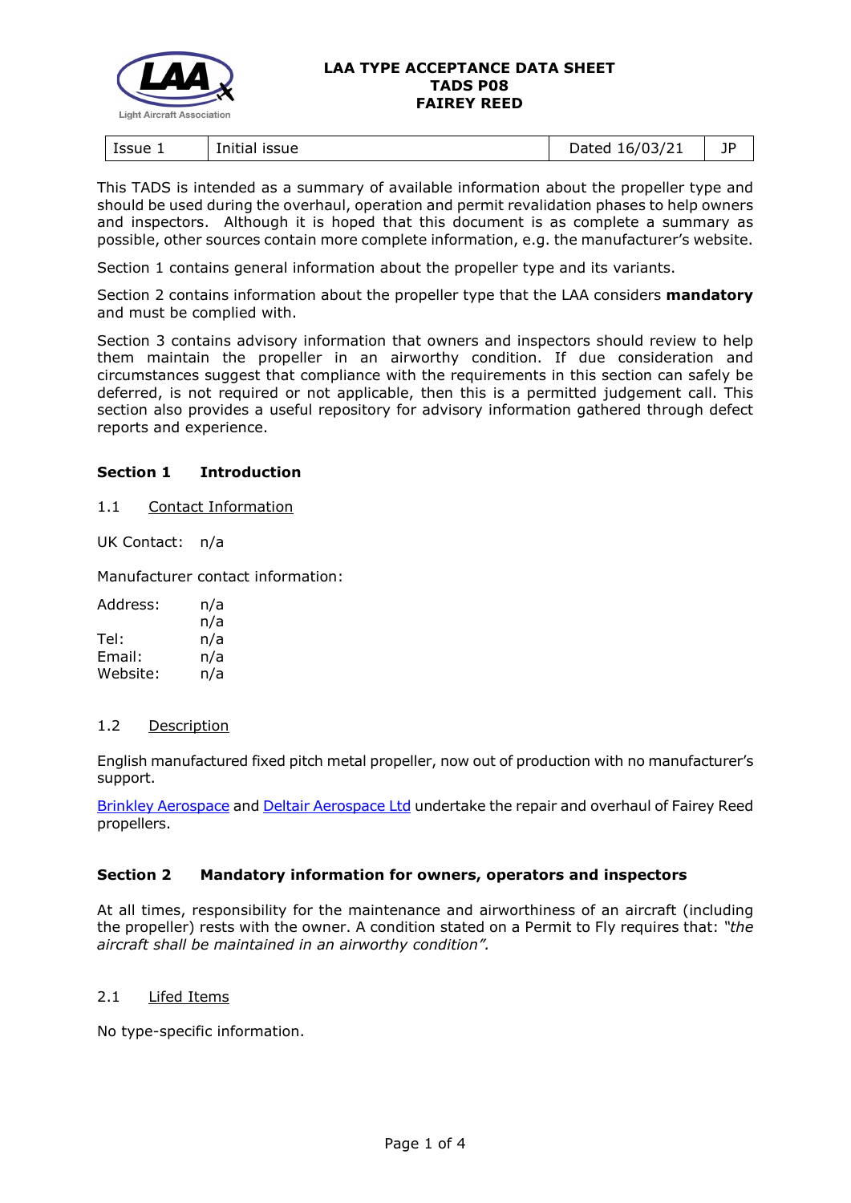# LAA TYPE ACCEPTANCE DATA SHEET
# TADS P08
# FAIREY REED

| Issue 1 | Initial issue | Dated 16/03/21 | JP |
|---|---|---|---|

This TADS is intended as a summary of available information about the propeller type and should be used during the overhaul, operation and permit revalidation phases to help owners and inspectors. Although it is hoped that this document is as complete a summary as possible, other sources contain more complete information, e.g. the manufacturer's website.

Section 1 contains general information about the propeller type and its variants.

Section 2 contains information about the propeller type that the LAA considers **mandatory** and must be complied with.

Section 3 contains advisory information that owners and inspectors should review to help them maintain the propeller in an airworthy condition. If due consideration and circumstances suggest that compliance with the requirements in this section can safely be deferred, is not required or not applicable, then this is a permitted judgement call. This section also provides a useful repository for advisory information gathered through defect reports and experience.

## Section 1 Introduction

### 1.1 Contact Information

UK Contact: n/a

Manufacturer contact information:

Address: n/a
n/a
Tel: n/a
Email: n/a
Website: n/a

### 1.2 Description

English manufactured fixed pitch metal propeller, now out of production with no manufacturer's support.

Brinkley Aerospace and Deltair Aerospace Ltd undertake the repair and overhaul of Fairey Reed propellers.

## Section 2 Mandatory information for owners, operators and inspectors

At all times, responsibility for the maintenance and airworthiness of an aircraft (including the propeller) rests with the owner. A condition stated on a Permit to Fly requires that: *"the aircraft shall be maintained in an airworthy condition".*

### 2.1 Lifed Items

No type-specific information.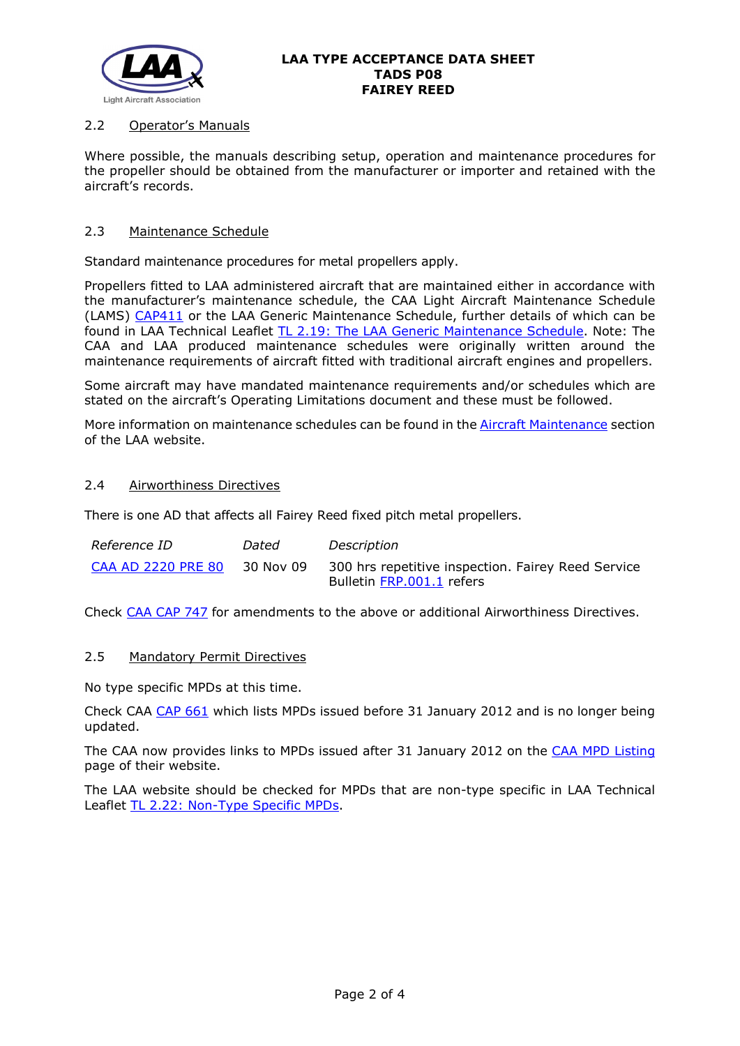### 2.2 Operator's Manuals

Where possible, the manuals describing setup, operation and maintenance procedures for the propeller should be obtained from the manufacturer or importer and retained with the aircraft's records.

### 2.3 Maintenance Schedule

Standard maintenance procedures for metal propellers apply.

Propellers fitted to LAA administered aircraft that are maintained either in accordance with the manufacturer's maintenance schedule, the CAA Light Aircraft Maintenance Schedule (LAMS) CAP411 or the LAA Generic Maintenance Schedule, further details of which can be found in LAA Technical Leaflet TL 2.19: The LAA Generic Maintenance Schedule. Note: The CAA and LAA produced maintenance schedules were originally written around the maintenance requirements of aircraft fitted with traditional aircraft engines and propellers.

Some aircraft may have mandated maintenance requirements and/or schedules which are stated on the aircraft's Operating Limitations document and these must be followed.

More information on maintenance schedules can be found in the Aircraft Maintenance section of the LAA website.

### 2.4 Airworthiness Directives

There is one AD that affects all Fairey Reed fixed pitch metal propellers.

| *Reference ID* | *Dated* | *Description* |
|---|---|---|
| CAA AD 2220 PRE 80 | 30 Nov 09 | 300 hrs repetitive inspection. Fairey Reed Service Bulletin FRP.001.1 refers |

Check CAA CAP 747 for amendments to the above or additional Airworthiness Directives.

### 2.5 Mandatory Permit Directives

No type specific MPDs at this time.

Check CAA CAP 661 which lists MPDs issued before 31 January 2012 and is no longer being updated.

The CAA now provides links to MPDs issued after 31 January 2012 on the CAA MPD Listing page of their website.

The LAA website should be checked for MPDs that are non-type specific in LAA Technical Leaflet TL 2.22: Non-Type Specific MPDs.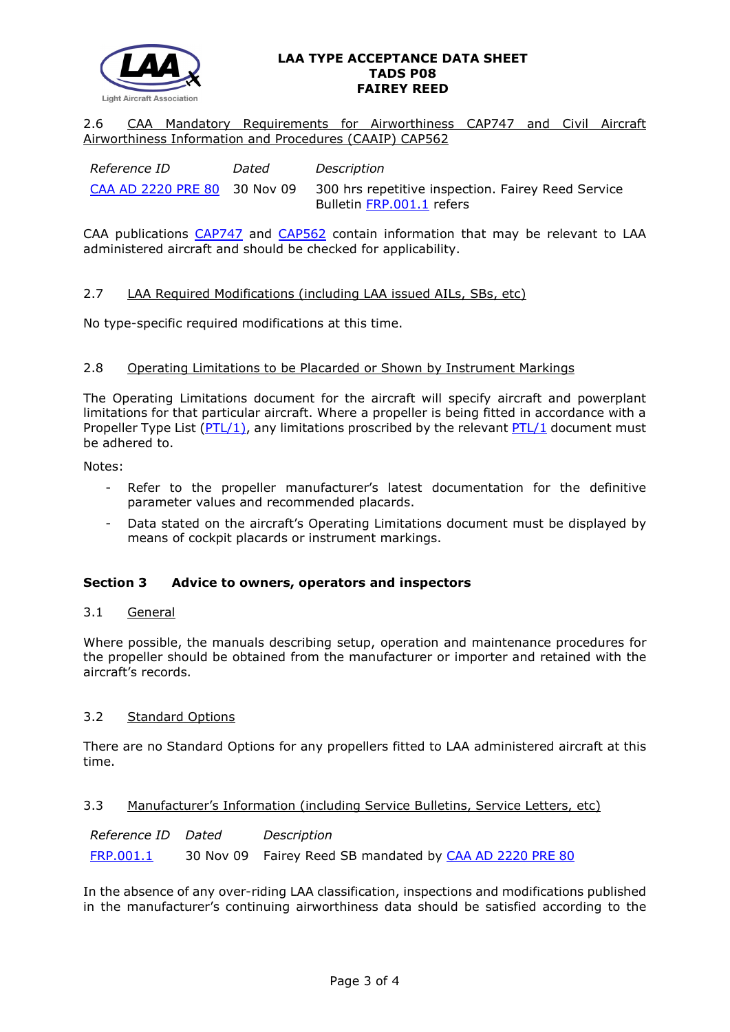2.6 CAA Mandatory Requirements for Airworthiness CAP747 and Civil Aircraft Airworthiness Information and Procedures (CAAIP) CAP562

| *Reference ID* | *Dated* | *Description* |
|---|---|---|
| CAA AD 2220 PRE 80 | 30 Nov 09 | 300 hrs repetitive inspection. Fairey Reed Service Bulletin FRP.001.1 refers |

CAA publications CAP747 and CAP562 contain information that may be relevant to LAA administered aircraft and should be checked for applicability.

2.7 LAA Required Modifications (including LAA issued AILs, SBs, etc)

No type-specific required modifications at this time.

2.8 Operating Limitations to be Placarded or Shown by Instrument Markings

The Operating Limitations document for the aircraft will specify aircraft and powerplant limitations for that particular aircraft. Where a propeller is being fitted in accordance with a Propeller Type List (PTL/1), any limitations proscribed by the relevant PTL/1 document must be adhered to.

Notes:

- Refer to the propeller manufacturer's latest documentation for the definitive parameter values and recommended placards.
- Data stated on the aircraft's Operating Limitations document must be displayed by means of cockpit placards or instrument markings.

## Section 3 Advice to owners, operators and inspectors

3.1 General

Where possible, the manuals describing setup, operation and maintenance procedures for the propeller should be obtained from the manufacturer or importer and retained with the aircraft's records.

3.2 Standard Options

There are no Standard Options for any propellers fitted to LAA administered aircraft at this time.

3.3 Manufacturer's Information (including Service Bulletins, Service Letters, etc)

| *Reference ID* | *Dated* | *Description* |
|---|---|---|
| FRP.001.1 | 30 Nov 09 | Fairey Reed SB mandated by CAA AD 2220 PRE 80 |

In the absence of any over-riding LAA classification, inspections and modifications published in the manufacturer's continuing airworthiness data should be satisfied according to the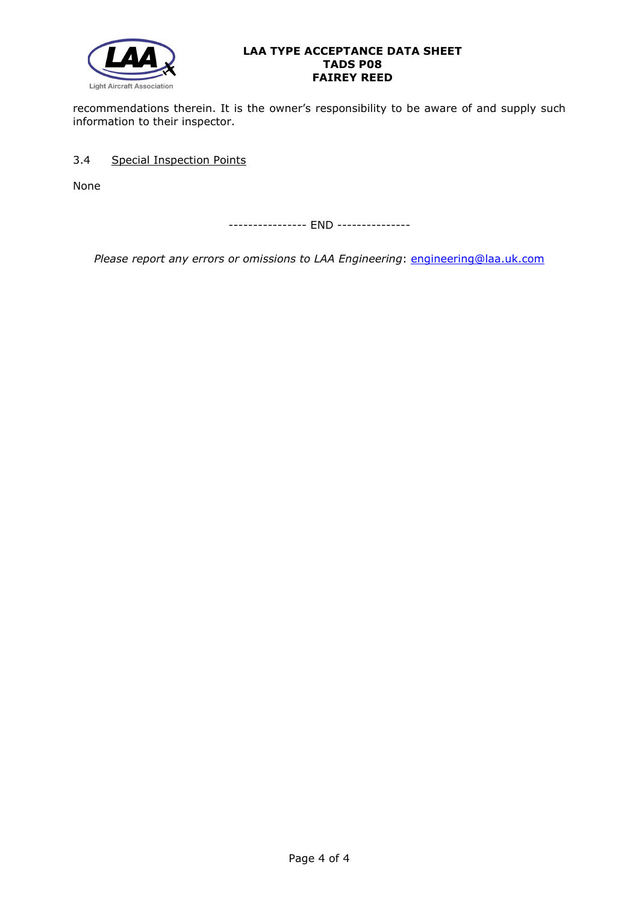recommendations therein. It is the owner's responsibility to be aware of and supply such information to their inspector.

### 3.4 Special Inspection Points

None

---------------- END ---------------

*Please report any errors or omissions to LAA Engineering*: [engineering@laa.uk.com](mailto:engineering@laa.uk.com)